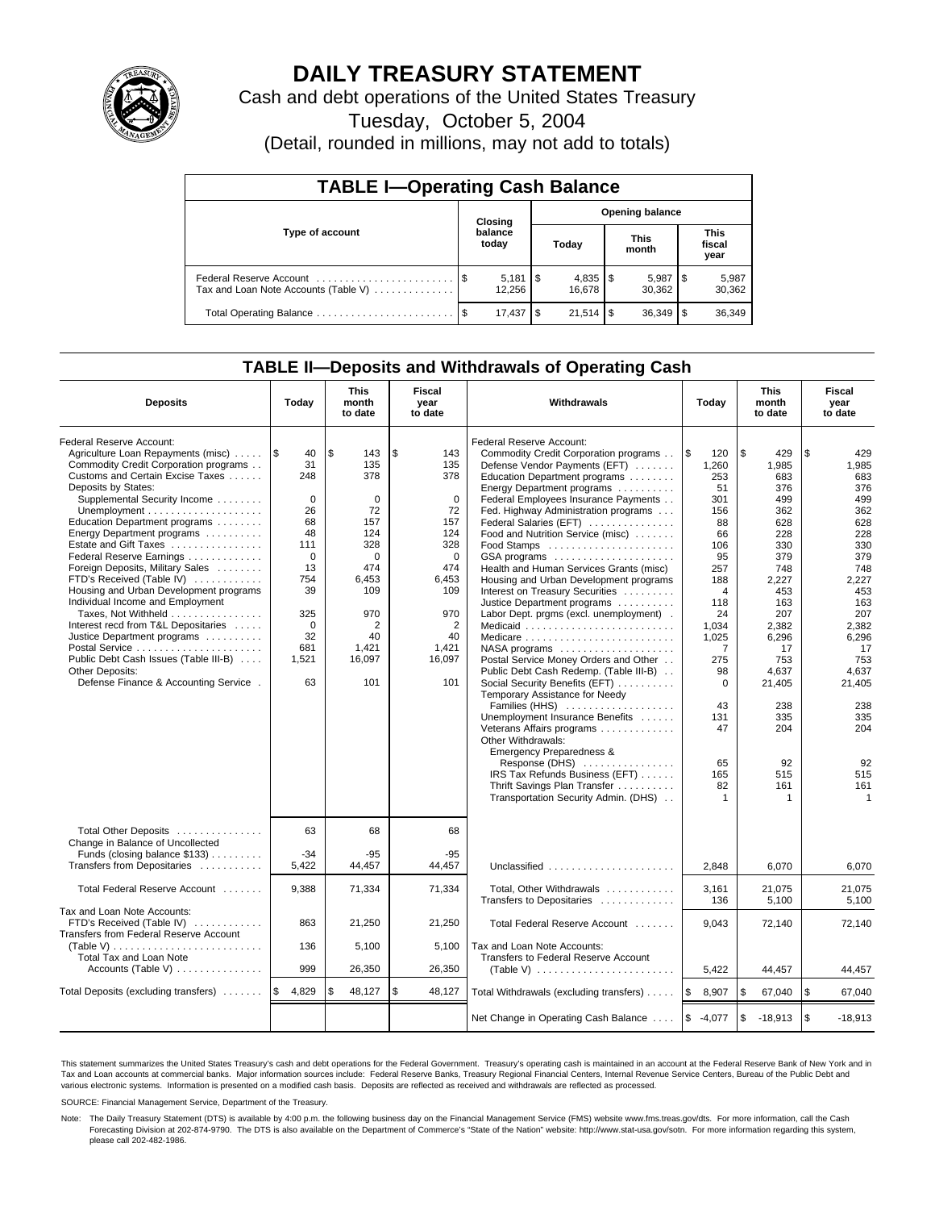# DAILY TREASURY STATEMENT

Cash and debt operations of the United States Treasury

Tuesday, October 5, 2004

(Detail, rounded in millions, may not add to totals)

## TABLE I—Operating Cash Balance

| Type of account | Closing balance today | Opening balance Today | Opening balance This month | Opening balance This fiscal year |
|---|---|---|---|---|
| Federal Reserve Account | $ 5,181 | $ 4,835 | $ 5,987 | $ 5,987 |
| Tax and Loan Note Accounts (Table V) | 12,256 | 16,678 | 30,362 | 30,362 |
| Total Operating Balance | $ 17,437 | $ 21,514 | $ 36,349 | $ 36,349 |

## TABLE II—Deposits and Withdrawals of Operating Cash

| Deposits | Today | This month to date | Fiscal year to date | Withdrawals | Today | This month to date | Fiscal year to date |
|---|---|---|---|---|---|---|---|
| Federal Reserve Account: | | | | Federal Reserve Account: | | | |
| Agriculture Loan Repayments (misc) | $ 40 | $ 143 | $ 143 | Commodity Credit Corporation programs | $ 120 | $ 429 | $ 429 |
| Commodity Credit Corporation programs | 31 | 135 | 135 | Defense Vendor Payments (EFT) | 1,260 | 1,985 | 1,985 |
| Customs and Certain Excise Taxes | 248 | 378 | 378 | Education Department programs | 253 | 683 | 683 |
| Deposits by States: | | | | Energy Department programs | 51 | 376 | 376 |
| Supplemental Security Income | 0 | 0 | 0 | Federal Employees Insurance Payments | 301 | 499 | 499 |
| Unemployment | 26 | 72 | 72 | Fed. Highway Administration programs | 156 | 362 | 362 |
| Education Department programs | 68 | 157 | 157 | Federal Salaries (EFT) | 88 | 628 | 628 |
| Energy Department programs | 48 | 124 | 124 | Food and Nutrition Service (misc) | 66 | 228 | 228 |
| Estate and Gift Taxes | 111 | 328 | 328 | Food Stamps | 106 | 330 | 330 |
| Federal Reserve Earnings | 0 | 0 | 0 | GSA programs | 95 | 379 | 379 |
| Foreign Deposits, Military Sales | 13 | 474 | 474 | Health and Human Services Grants (misc) | 257 | 748 | 748 |
| FTD's Received (Table IV) | 754 | 6,453 | 6,453 | Housing and Urban Development programs | 188 | 2,227 | 2,227 |
| Housing and Urban Development programs | 39 | 109 | 109 | Interest on Treasury Securities | 4 | 453 | 453 |
| Individual Income and Employment | | | | Justice Department programs | 118 | 163 | 163 |
| Taxes, Not Withheld | 325 | 970 | 970 | Labor Dept. prgms (excl. unemployment) | 24 | 207 | 207 |
| Interest recd from T&L Depositaries | 0 | 2 | 2 | Medicaid | 1,034 | 2,382 | 2,382 |
| Justice Department programs | 32 | 40 | 40 | Medicare | 1,025 | 6,296 | 6,296 |
| Postal Service | 681 | 1,421 | 1,421 | NASA programs | 7 | 17 | 17 |
| Public Debt Cash Issues (Table III-B) | 1,521 | 16,097 | 16,097 | Postal Service Money Orders and Other | 275 | 753 | 753 |
| Other Deposits: | | | | Public Debt Cash Redemp. (Table III-B) | 98 | 4,637 | 4,637 |
| Defense Finance & Accounting Service | 63 | 101 | 101 | Social Security Benefits (EFT) | 0 | 21,405 | 21,405 |
| | | | | Temporary Assistance for Needy Families (HHS) | 43 | 238 | 238 |
| | | | | Unemployment Insurance Benefits | 131 | 335 | 335 |
| | | | | Veterans Affairs programs | 47 | 204 | 204 |
| | | | | Other Withdrawals: | | | |
| | | | | Emergency Preparedness & Response (DHS) | 65 | 92 | 92 |
| | | | | IRS Tax Refunds Business (EFT) | 165 | 515 | 515 |
| | | | | Thrift Savings Plan Transfer | 82 | 161 | 161 |
| | | | | Transportation Security Admin. (DHS) | 1 | 1 | 1 |
| Total Other Deposits | 63 | 68 | 68 | | | | |
| Change in Balance of Uncollected Funds (closing balance $133) | -34 | -95 | -95 | | | | |
| Transfers from Depositaries | 5,422 | 44,457 | 44,457 | Unclassified | 2,848 | 6,070 | 6,070 |
| Total Federal Reserve Account | 9,388 | 71,334 | 71,334 | Total, Other Withdrawals | 3,161 | 21,075 | 21,075 |
| | | | | Transfers to Depositaries | 136 | 5,100 | 5,100 |
| Tax and Loan Note Accounts: | | | | | | | |
| FTD's Received (Table IV) | 863 | 21,250 | 21,250 | Total Federal Reserve Account | 9,043 | 72,140 | 72,140 |
| Transfers from Federal Reserve Account (Table V) | 136 | 5,100 | 5,100 | Tax and Loan Note Accounts: | | | |
| Total Tax and Loan Note Accounts (Table V) | 999 | 26,350 | 26,350 | Transfers to Federal Reserve Account (Table V) | 5,422 | 44,457 | 44,457 |
| Total Deposits (excluding transfers) | $ 4,829 | $ 48,127 | $ 48,127 | Total Withdrawals (excluding transfers) | $ 8,907 | $ 67,040 | $ 67,040 |
| | | | | Net Change in Operating Cash Balance | $ -4,077 | $ -18,913 | $ -18,913 |

This statement summarizes the United States Treasury's cash and debt operations for the Federal Government. Treasury's operating cash is maintained in an account at the Federal Reserve Bank of New York and in Tax and Loan accounts at commercial banks. Major information sources include: Federal Reserve Banks, Treasury Regional Financial Centers, Internal Revenue Service Centers, Bureau of the Public Debt and various electronic systems. Information is presented on a modified cash basis. Deposits are reflected as received and withdrawals are reflected as processed.

SOURCE: Financial Management Service, Department of the Treasury.

Note: The Daily Treasury Statement (DTS) is available by 4:00 p.m. the following business day on the Financial Management Service (FMS) website www.fms.treas.gov/dts. For more information, call the Cash Forecasting Division at 202-874-9790. The DTS is also available on the Department of Commerce's "State of the Nation" website: http://www.stat-usa.gov/sotn. For more information regarding this system, please call 202-482-1986.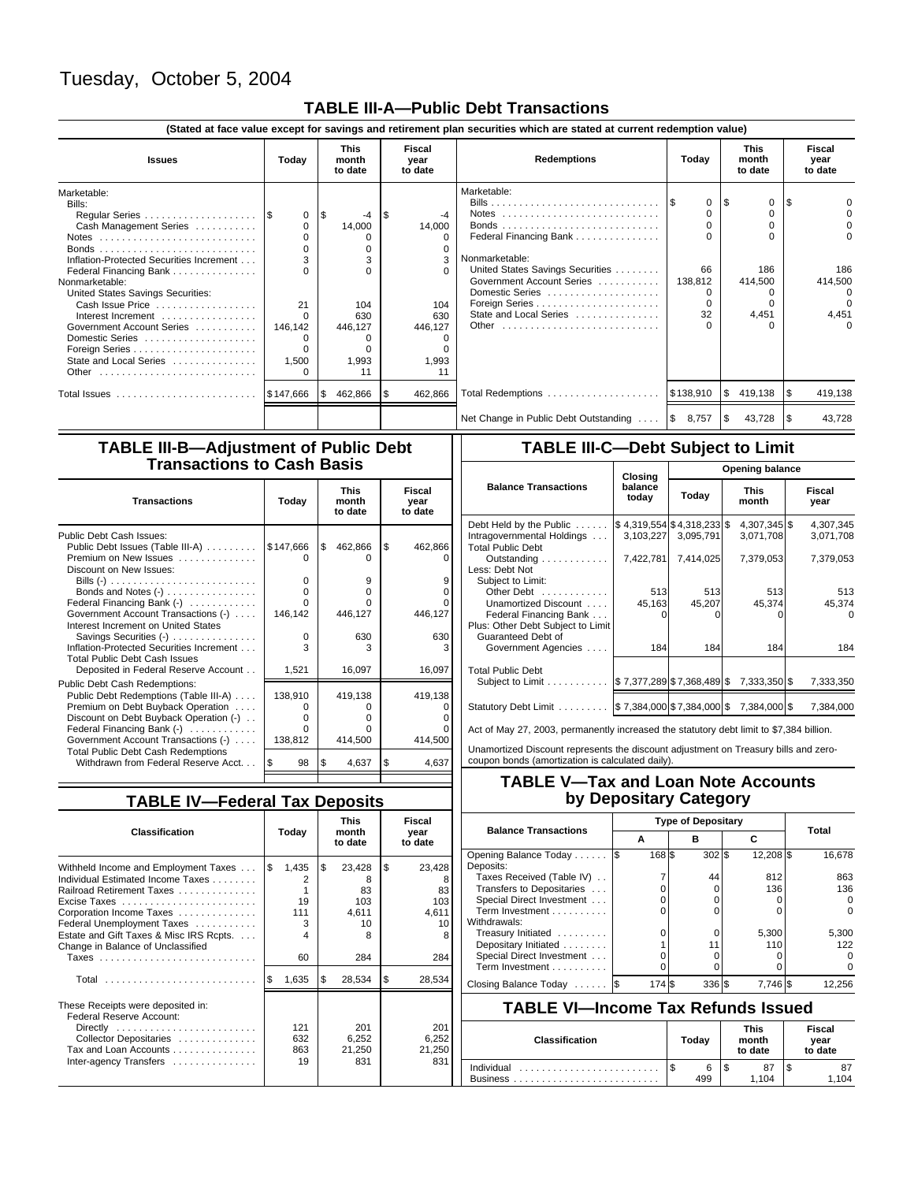Tuesday, October 5, 2004

## TABLE III-A—Public Debt Transactions

(Stated at face value except for savings and retirement plan securities which are stated at current redemption value)

| Issues | Today | This month to date | Fiscal year to date |
|---|---|---|---|
| Marketable: | | | |
| Bills: | | | |
| Regular Series | $ 0 | $ -4 | $ -4 |
| Cash Management Series | 0 | 14,000 | 14,000 |
| Notes | 0 | 0 | 0 |
| Bonds | 0 | 0 | 0 |
| Inflation-Protected Securities Increment | 3 | 3 | 3 |
| Federal Financing Bank | 0 | 0 | 0 |
| Nonmarketable: | | | |
| United States Savings Securities: | | | |
| Cash Issue Price | 21 | 104 | 104 |
| Interest Increment | 0 | 630 | 630 |
| Government Account Series | 146,142 | 446,127 | 446,127 |
| Domestic Series | 0 | 0 | 0 |
| Foreign Series | 0 | 0 | 0 |
| State and Local Series | 1,500 | 1,993 | 1,993 |
| Other | 0 | 11 | 11 |
| Total Issues | $147,666 | $ 462,866 | $ 462,866 |

| Redemptions | Today | This month to date | Fiscal year to date |
|---|---|---|---|
| Marketable: | | | |
| Bills | $ 0 | $ 0 | $ 0 |
| Notes | 0 | 0 | 0 |
| Bonds | 0 | 0 | 0 |
| Federal Financing Bank | 0 | 0 | 0 |
| Nonmarketable: | | | |
| United States Savings Securities | 66 | 186 | 186 |
| Government Account Series | 138,812 | 414,500 | 414,500 |
| Domestic Series | 0 | 0 | 0 |
| Foreign Series | 0 | 0 | 0 |
| State and Local Series | 32 | 4,451 | 4,451 |
| Other | 0 | 0 | 0 |
| Total Redemptions | $138,910 | $ 419,138 | $ 419,138 |
| Net Change in Public Debt Outstanding | $ 8,757 | $ 43,728 | $ 43,728 |

## TABLE III-B—Adjustment of Public Debt Transactions to Cash Basis

| Transactions | Today | This month to date | Fiscal year to date |
|---|---|---|---|
| Public Debt Cash Issues: | | | |
| Public Debt Issues (Table III-A) | $147,666 | $ 462,866 | $ 462,866 |
| Premium on New Issues | 0 | 0 | 0 |
| Discount on New Issues: | | | |
| Bills (-) | 0 | 9 | 9 |
| Bonds and Notes (-) | 0 | 0 | 0 |
| Federal Financing Bank (-) | 0 | 0 | 0 |
| Government Account Transactions (-) | 146,142 | 446,127 | 446,127 |
| Interest Increment on United States Savings Securities (-) | 0 | 630 | 630 |
| Inflation-Protected Securities Increment | 3 | 3 | 3 |
| Total Public Debt Cash Issues Deposited in Federal Reserve Account | 1,521 | 16,097 | 16,097 |
| Public Debt Cash Redemptions: | | | |
| Public Debt Redemptions (Table III-A) | 138,910 | 419,138 | 419,138 |
| Premium on Debt Buyback Operation | 0 | 0 | 0 |
| Discount on Debt Buyback Operation (-) | 0 | 0 | 0 |
| Federal Financing Bank (-) | 0 | 0 | 0 |
| Government Account Transactions (-) | 138,812 | 414,500 | 414,500 |
| Total Public Debt Cash Redemptions Withdrawn from Federal Reserve Acct. | $ 98 | $ 4,637 | $ 4,637 |

## TABLE III-C—Debt Subject to Limit

| Balance Transactions | Closing balance today | Opening balance Today | Opening balance This month | Opening balance Fiscal year |
|---|---|---|---|---|
| Debt Held by the Public | $ 4,319,554 | $ 4,318,233 | $ 4,307,345 | $ 4,307,345 |
| Intragovernmental Holdings | 3,103,227 | 3,095,791 | 3,071,708 | 3,071,708 |
| Total Public Debt Outstanding | 7,422,781 | 7,414,025 | 7,379,053 | 7,379,053 |
| Less: Debt Not Subject to Limit: | | | | |
| Other Debt | 513 | 513 | 513 | 513 |
| Unamortized Discount | 45,163 | 45,207 | 45,374 | 45,374 |
| Federal Financing Bank | 0 | 0 | 0 | 0 |
| Plus: Other Debt Subject to Limit Guaranteed Debt of Government Agencies | 184 | 184 | 184 | 184 |
| Total Public Debt Subject to Limit | $ 7,377,289 | $ 7,368,489 | $ 7,333,350 | $ 7,333,350 |
| Statutory Debt Limit | $ 7,384,000 | $ 7,384,000 | $ 7,384,000 | $ 7,384,000 |

Act of May 27, 2003, permanently increased the statutory debt limit to $7,384 billion.

Unamortized Discount represents the discount adjustment on Treasury bills and zero-coupon bonds (amortization is calculated daily).

## TABLE IV—Federal Tax Deposits

| Classification | Today | This month to date | Fiscal year to date |
|---|---|---|---|
| Withheld Income and Employment Taxes | $ 1,435 | $ 23,428 | $ 23,428 |
| Individual Estimated Income Taxes | 2 | 8 | 8 |
| Railroad Retirement Taxes | 1 | 83 | 83 |
| Excise Taxes | 19 | 103 | 103 |
| Corporation Income Taxes | 111 | 4,611 | 4,611 |
| Federal Unemployment Taxes | 3 | 10 | 10 |
| Estate and Gift Taxes & Misc IRS Rcpts. | 4 | 8 | 8 |
| Change in Balance of Unclassified Taxes | 60 | 284 | 284 |
| Total | $ 1,635 | $ 28,534 | $ 28,534 |
| These Receipts were deposited in: | | | |
| Federal Reserve Account: | | | |
| Directly | 121 | 201 | 201 |
| Collector Depositaries | 632 | 6,252 | 6,252 |
| Tax and Loan Accounts | 863 | 21,250 | 21,250 |
| Inter-agency Transfers | 19 | 831 | 831 |

## TABLE V—Tax and Loan Note Accounts by Depositary Category

| Balance Transactions | Type of Depositary A | B | C | Total |
|---|---|---|---|---|
| Opening Balance Today | $ 168 | $ 302 | $ 12,208 | $ 16,678 |
| Deposits: | | | | |
| Taxes Received (Table IV) | 7 | 44 | 812 | 863 |
| Transfers to Depositaries | 0 | 0 | 136 | 136 |
| Special Direct Investment | 0 | 0 | 0 | 0 |
| Term Investment | 0 | 0 | 0 | 0 |
| Withdrawals: | | | | |
| Treasury Initiated | 0 | 0 | 5,300 | 5,300 |
| Depositary Initiated | 1 | 11 | 110 | 122 |
| Special Direct Investment | 0 | 0 | 0 | 0 |
| Term Investment | 0 | 0 | 0 | 0 |
| Closing Balance Today | $ 174 | $ 336 | $ 7,746 | $ 12,256 |

## TABLE VI—Income Tax Refunds Issued

| Classification | Today | This month to date | Fiscal year to date |
|---|---|---|---|
| Individual | $ 6 | $ 87 | $ 87 |
| Business | 499 | 1,104 | 1,104 |